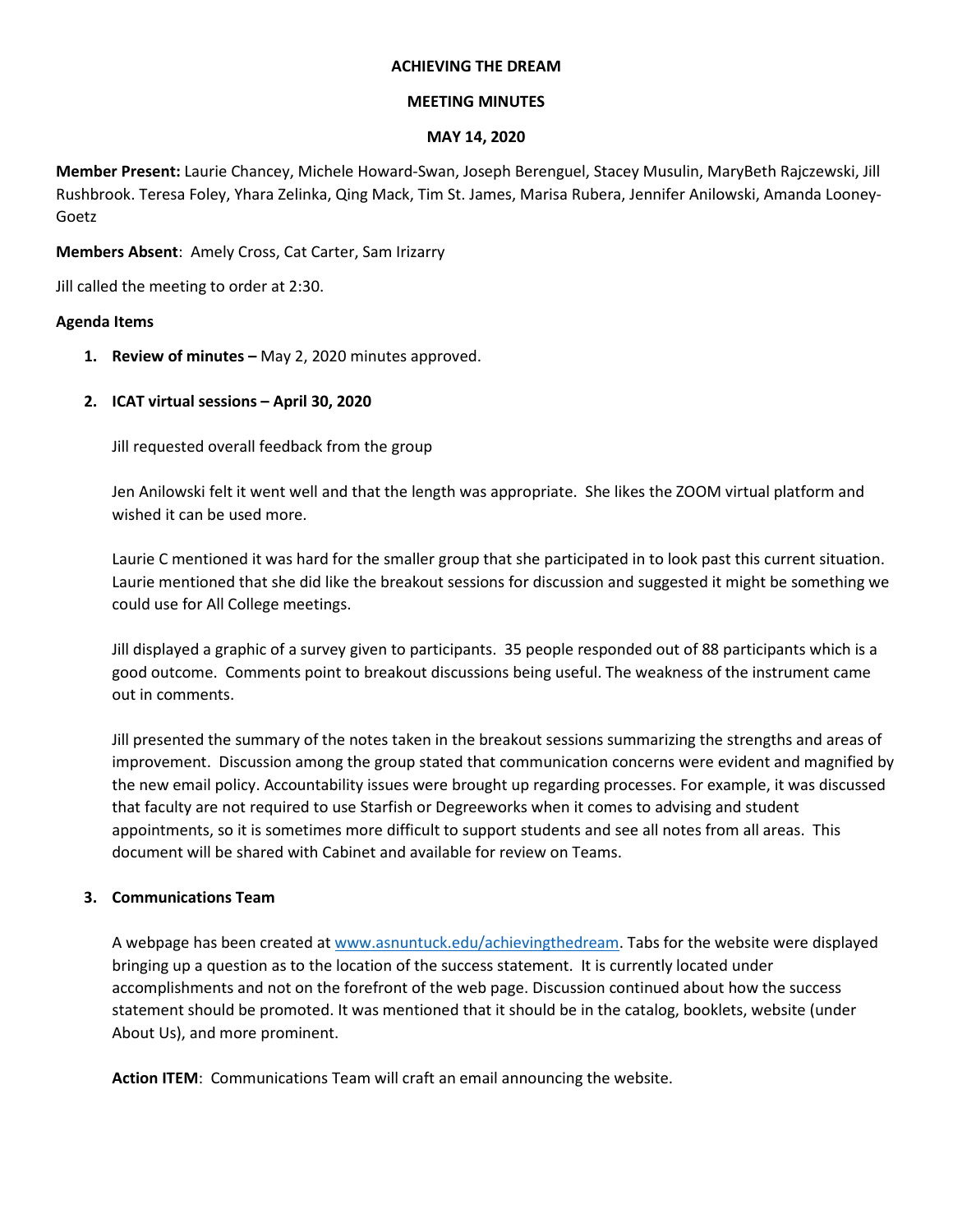**ACHIEVING THE DREAM**

**MEETING MINUTES**

**MAY 14, 2020**

**Member Present:** Laurie Chancey, Michele Howard-Swan, Joseph Berenguel, Stacey Musulin, MaryBeth Rajczewski, Jill Rushbrook. Teresa Foley, Yhara Zelinka, Qing Mack, Tim St. James, Marisa Rubera, Jennifer Anilowski, Amanda Looney-Goetz

**Members Absent**: Amely Cross, Cat Carter, Sam Irizarry

Jill called the meeting to order at 2:30.

**Agenda Items**

1. **Review of minutes –** May 2, 2020 minutes approved.

2. **ICAT virtual sessions – April 30, 2020**

   Jill requested overall feedback from the group

   Jen Anilowski felt it went well and that the length was appropriate. She likes the ZOOM virtual platform and wished it can be used more.

   Laurie C mentioned it was hard for the smaller group that she participated in to look past this current situation. Laurie mentioned that she did like the breakout sessions for discussion and suggested it might be something we could use for All College meetings.

   Jill displayed a graphic of a survey given to participants. 35 people responded out of 88 participants which is a good outcome. Comments point to breakout discussions being useful. The weakness of the instrument came out in comments.

   Jill presented the summary of the notes taken in the breakout sessions summarizing the strengths and areas of improvement. Discussion among the group stated that communication concerns were evident and magnified by the new email policy. Accountability issues were brought up regarding processes. For example, it was discussed that faculty are not required to use Starfish or Degreeworks when it comes to advising and student appointments, so it is sometimes more difficult to support students and see all notes from all areas. This document will be shared with Cabinet and available for review on Teams.

3. **Communications Team**

   A webpage has been created at [www.asnuntuck.edu/achievingthedream](www.asnuntuck.edu/achievingthedream). Tabs for the website were displayed bringing up a question as to the location of the success statement. It is currently located under accomplishments and not on the forefront of the web page. Discussion continued about how the success statement should be promoted. It was mentioned that it should be in the catalog, booklets, website (under About Us), and more prominent.

   **Action ITEM**: Communications Team will craft an email announcing the website.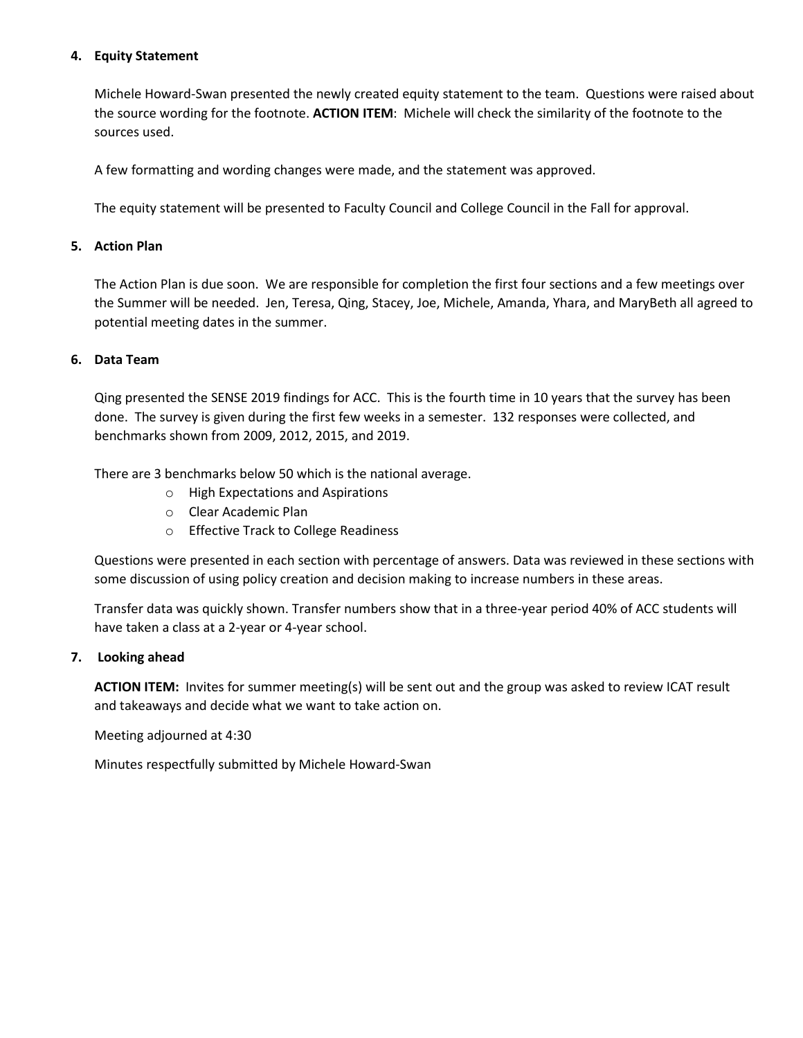4. **Equity Statement**

   Michele Howard-Swan presented the newly created equity statement to the team. Questions were raised about the source wording for the footnote. **ACTION ITEM**: Michele will check the similarity of the footnote to the sources used.

   A few formatting and wording changes were made, and the statement was approved.

   The equity statement will be presented to Faculty Council and College Council in the Fall for approval.

5. **Action Plan**

   The Action Plan is due soon. We are responsible for completion the first four sections and a few meetings over the Summer will be needed. Jen, Teresa, Qing, Stacey, Joe, Michele, Amanda, Yhara, and MaryBeth all agreed to potential meeting dates in the summer.

6. **Data Team**

   Qing presented the SENSE 2019 findings for ACC. This is the fourth time in 10 years that the survey has been done. The survey is given during the first few weeks in a semester. 132 responses were collected, and benchmarks shown from 2009, 2012, 2015, and 2019.

   There are 3 benchmarks below 50 which is the national average.

   - High Expectations and Aspirations
   - Clear Academic Plan
   - Effective Track to College Readiness

   Questions were presented in each section with percentage of answers. Data was reviewed in these sections with some discussion of using policy creation and decision making to increase numbers in these areas.

   Transfer data was quickly shown. Transfer numbers show that in a three-year period 40% of ACC students will have taken a class at a 2-year or 4-year school.

7. **Looking ahead**

   **ACTION ITEM:** Invites for summer meeting(s) will be sent out and the group was asked to review ICAT result and takeaways and decide what we want to take action on.

   Meeting adjourned at 4:30

   Minutes respectfully submitted by Michele Howard-Swan